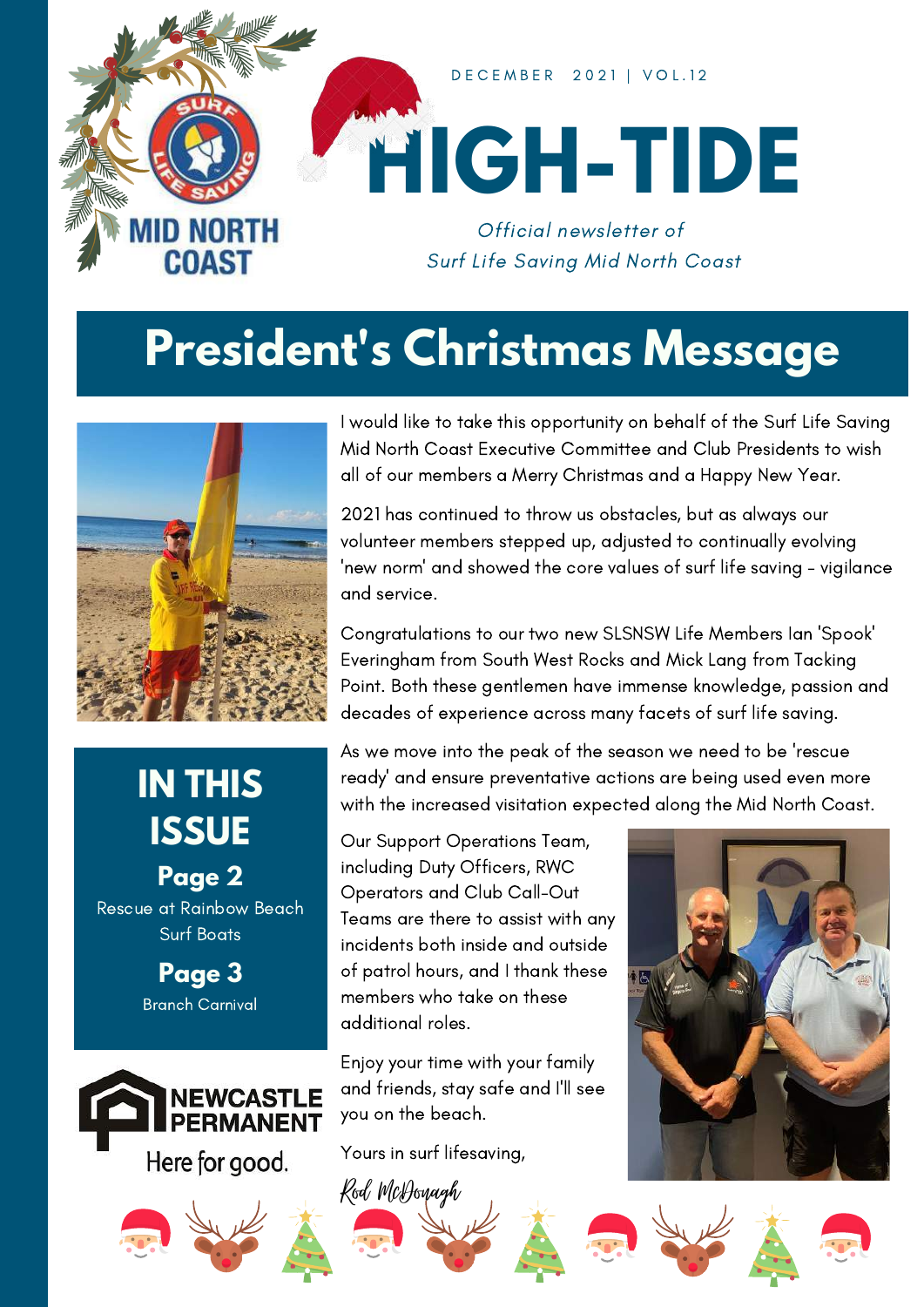DECEMBER 2021 | VOL.12

# HIGH-TIDE

*Official newsletter of Surf Life Saving Mid North Coast*

## President's Christmas Message

I would like to take this opportunity on behalf of the Surf Life Saving Mid North Coast Executive Committee and Club Presidents to wish all of our members a Merry Christmas and a Happy New Year.

2021 has continued to throw us obstacles, but as always our volunteer members stepped up, adjusted to continually evolving 'new norm' and showed the core values of surf life saving - vigilance and service.

Congratulations to our two new SLSNSW Life Members Ian 'Spook' Everingham from South West Rocks and Mick Lang from Tacking Point. Both these gentlemen have immense knowledge, passion and decades of experience across many facets of surf life saving.

As we move into the peak of the season we need to be 'rescue ready' and ensure preventative actions are being used even more with the increased visitation expected along the Mid North Coast.

Our Support Operations Team, including Duty Officers, RWC Operators and Club Call-Out Teams are there to assist with any incidents both inside and outside of patrol hours, and I thank these members who take on these additional roles.

Enjoy your time with your family and friends, stay safe and I'll see you on the beach.

Yours in surf lifesaving,

*Rod McDonagh*

## IN THIS ISSUE

**Page 2**
Rescue at Rainbow Beach Surf Boats

**Page 3**
Branch Carnival

NEWCASTLE PERMANENT
Here for good.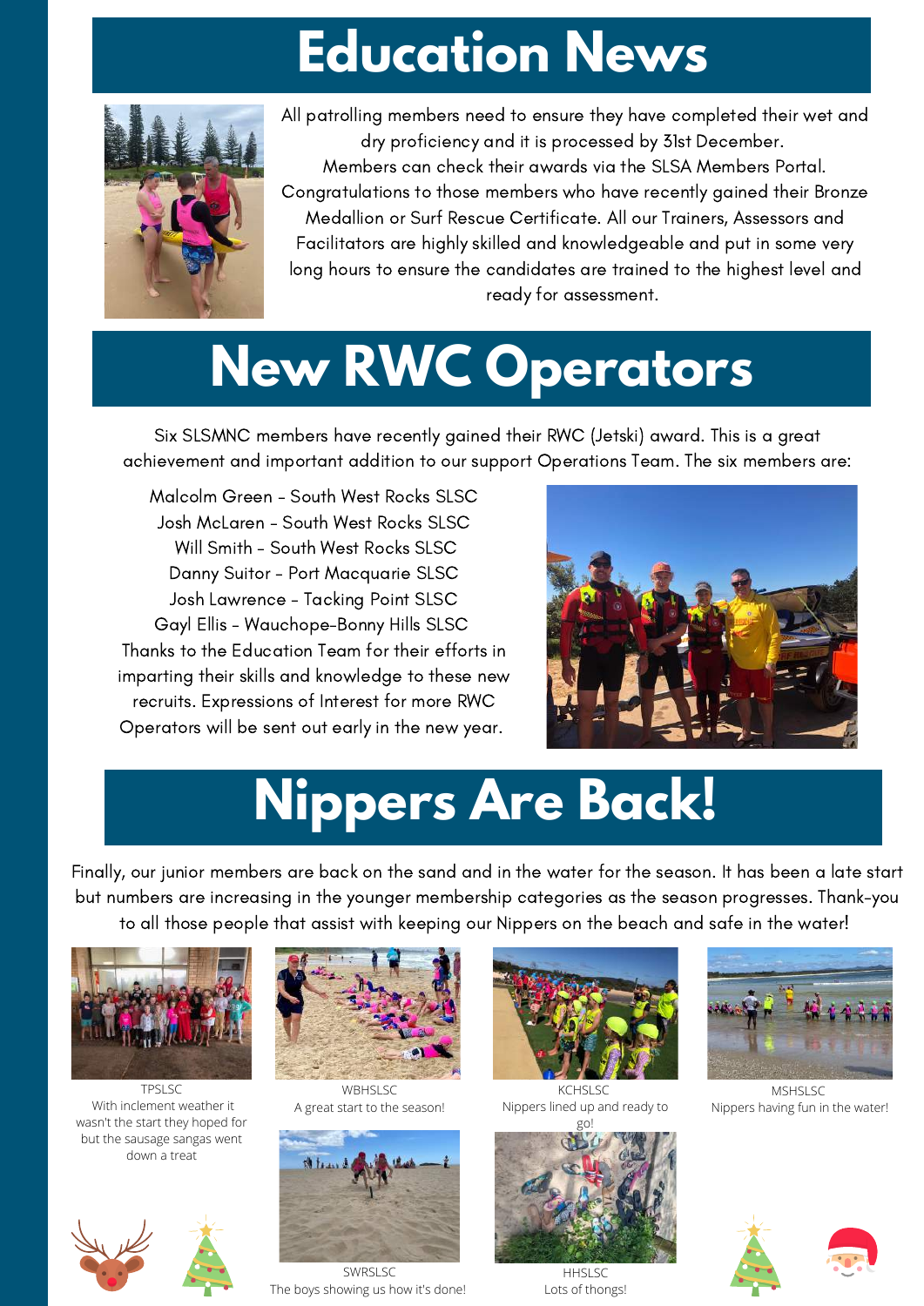# Education News

All patrolling members need to ensure they have completed their wet and dry proficiency and it is processed by 31st December. Members can check their awards via the SLSA Members Portal. Congratulations to those members who have recently gained their Bronze Medallion or Surf Rescue Certificate. All our Trainers, Assessors and Facilitators are highly skilled and knowledgeable and put in some very long hours to ensure the candidates are trained to the highest level and ready for assessment.

# New RWC Operators

Six SLSMNC members have recently gained their RWC (Jetski) award. This is a great achievement and important addition to our support Operations Team. The six members are:

Malcolm Green - South West Rocks SLSC
Josh McLaren - South West Rocks SLSC
Will Smith - South West Rocks SLSC
Danny Suitor - Port Macquarie SLSC
Josh Lawrence - Tacking Point SLSC
Gayl Ellis - Wauchope-Bonny Hills SLSC

Thanks to the Education Team for their efforts in imparting their skills and knowledge to these new recruits. Expressions of Interest for more RWC Operators will be sent out early in the new year.

# Nippers Are Back!

Finally, our junior members are back on the sand and in the water for the season. It has been a late start but numbers are increasing in the younger membership categories as the season progresses. Thank-you to all those people that assist with keeping our Nippers on the beach and safe in the water!

TPSLSC
With inclement weather it wasn't the start they hoped for but the sausage sangas went down a treat

WBHSLSC
A great start to the season!

KCHSLSC
Nippers lined up and ready to go!

MSHSLSC
Nippers having fun in the water!

SWRSLSC
The boys showing us how it's done!

HHSLSC
Lots of thongs!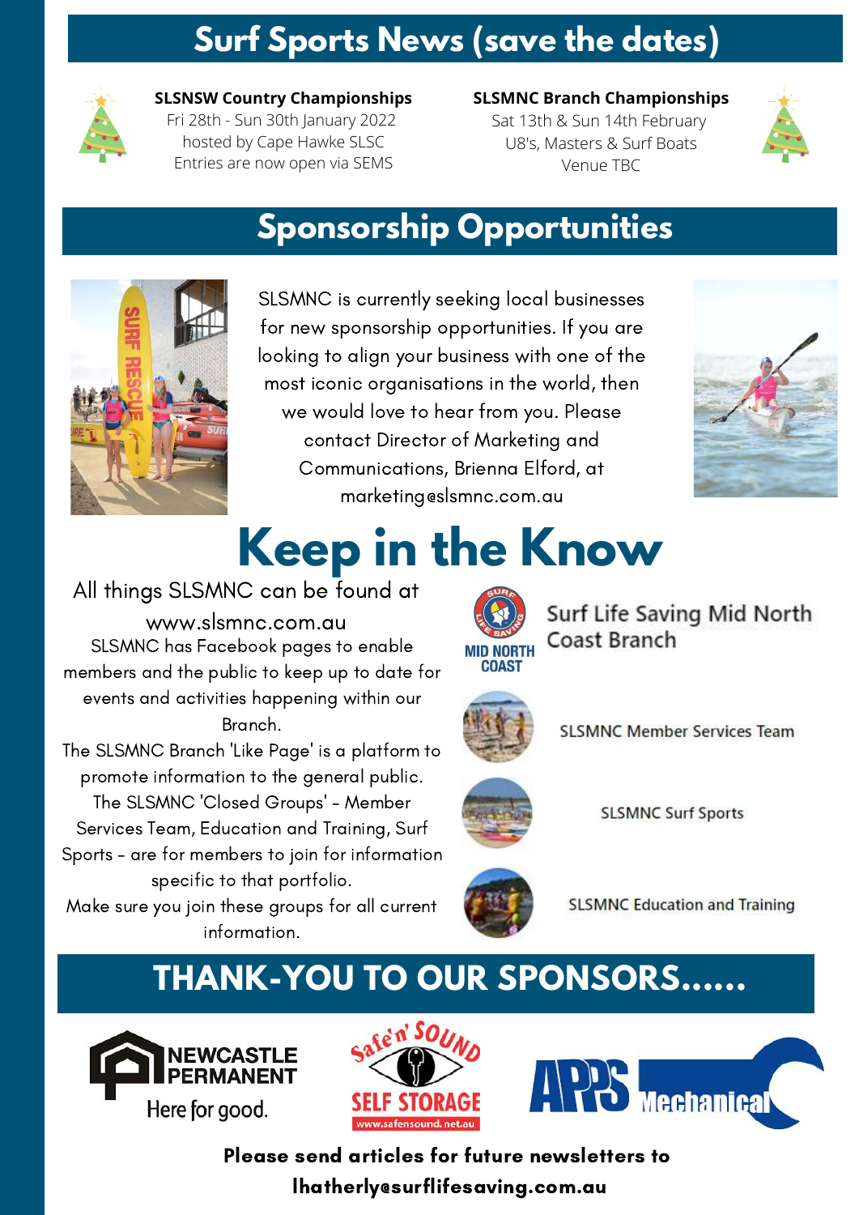# Surf Sports News (save the dates)

**SLSNSW Country Championships**
Fri 28th - Sun 30th January 2022
hosted by Cape Hawke SLSC
Entries are now open via SEMS

**SLSMNC Branch Championships**
Sat 13th & Sun 14th February
U8's, Masters & Surf Boats
Venue TBC

# Sponsorship Opportunities

SLSMNC is currently seeking local businesses for new sponsorship opportunities. If you are looking to align your business with one of the most iconic organisations in the world, then we would love to hear from you. Please contact Director of Marketing and Communications, Brienna Elford, at marketing@slsmnc.com.au

# Keep in the Know

All things SLSMNC can be found at www.slsmnc.com.au

SLSMNC has Facebook pages to enable members and the public to keep up to date for events and activities happening within our Branch.

The SLSMNC Branch 'Like Page' is a platform to promote information to the general public.

The SLSMNC 'Closed Groups' - Member Services Team, Education and Training, Surf Sports - are for members to join for information specific to that portfolio.

Make sure you join these groups for all current information.

Surf Life Saving Mid North Coast Branch

SLSMNC Member Services Team

SLSMNC Surf Sports

SLSMNC Education and Training

# THANK-YOU TO OUR SPONSORS......

Newcastle Permanent – Here for good.

Safe'n' Sound Self Storage – www.safensound.net.au

APPS Mechanical

**Please send articles for future newsletters to lhatherly@surflifesaving.com.au**